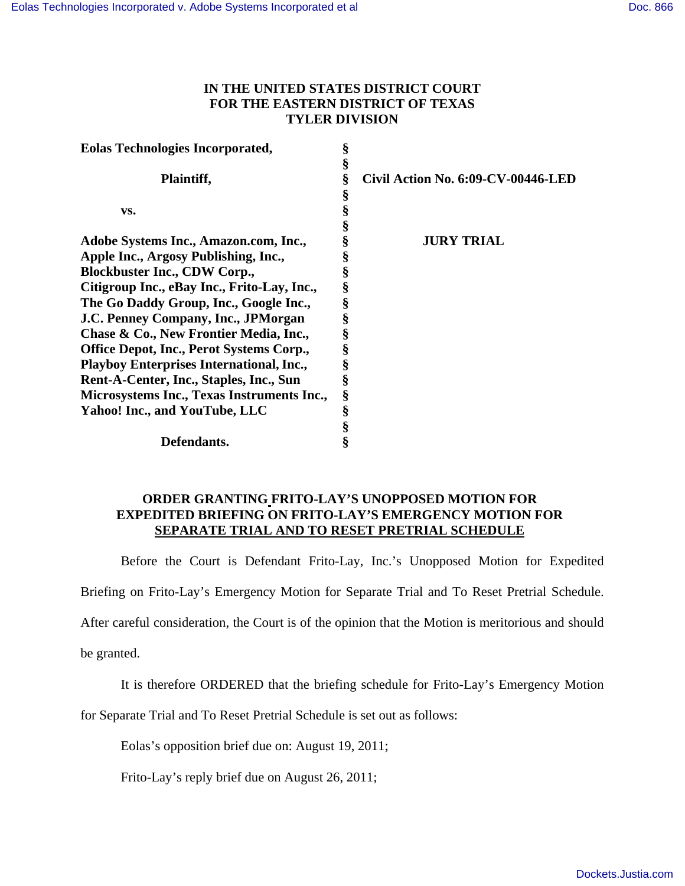**IN THE UNITED STATES DISTRICT COURT
FOR THE EASTERN DISTRICT OF TEXAS
TYLER DIVISION**

| | | |
|---|---|---|
| **Eolas Technologies Incorporated,** | § | |
| | § | |
| **Plaintiff,** | § | **Civil Action No. 6:09-CV-00446-LED** |
| | § | |
| **vs.** | § | |
| | § | |
| **Adobe Systems Inc., Amazon.com, Inc., Apple Inc., Argosy Publishing, Inc., Blockbuster Inc., CDW Corp., Citigroup Inc., eBay Inc., Frito-Lay, Inc., The Go Daddy Group, Inc., Google Inc., J.C. Penney Company, Inc., JPMorgan Chase & Co., New Frontier Media, Inc., Office Depot, Inc., Perot Systems Corp., Playboy Enterprises International, Inc., Rent-A-Center, Inc., Staples, Inc., Sun Microsystems Inc., Texas Instruments Inc., Yahoo! Inc., and YouTube, LLC** | § | **JURY TRIAL** |
| | § | |
| **Defendants.** | § | |

**ORDER GRANTING FRITO-LAY'S UNOPPOSED MOTION FOR EXPEDITED BRIEFING ON FRITO-LAY'S EMERGENCY MOTION FOR SEPARATE TRIAL AND TO RESET PRETRIAL SCHEDULE**

Before the Court is Defendant Frito-Lay, Inc.'s Unopposed Motion for Expedited Briefing on Frito-Lay's Emergency Motion for Separate Trial and To Reset Pretrial Schedule. After careful consideration, the Court is of the opinion that the Motion is meritorious and should be granted.

It is therefore ORDERED that the briefing schedule for Frito-Lay's Emergency Motion for Separate Trial and To Reset Pretrial Schedule is set out as follows:

Eolas's opposition brief due on: August 19, 2011;

Frito-Lay's reply brief due on August 26, 2011;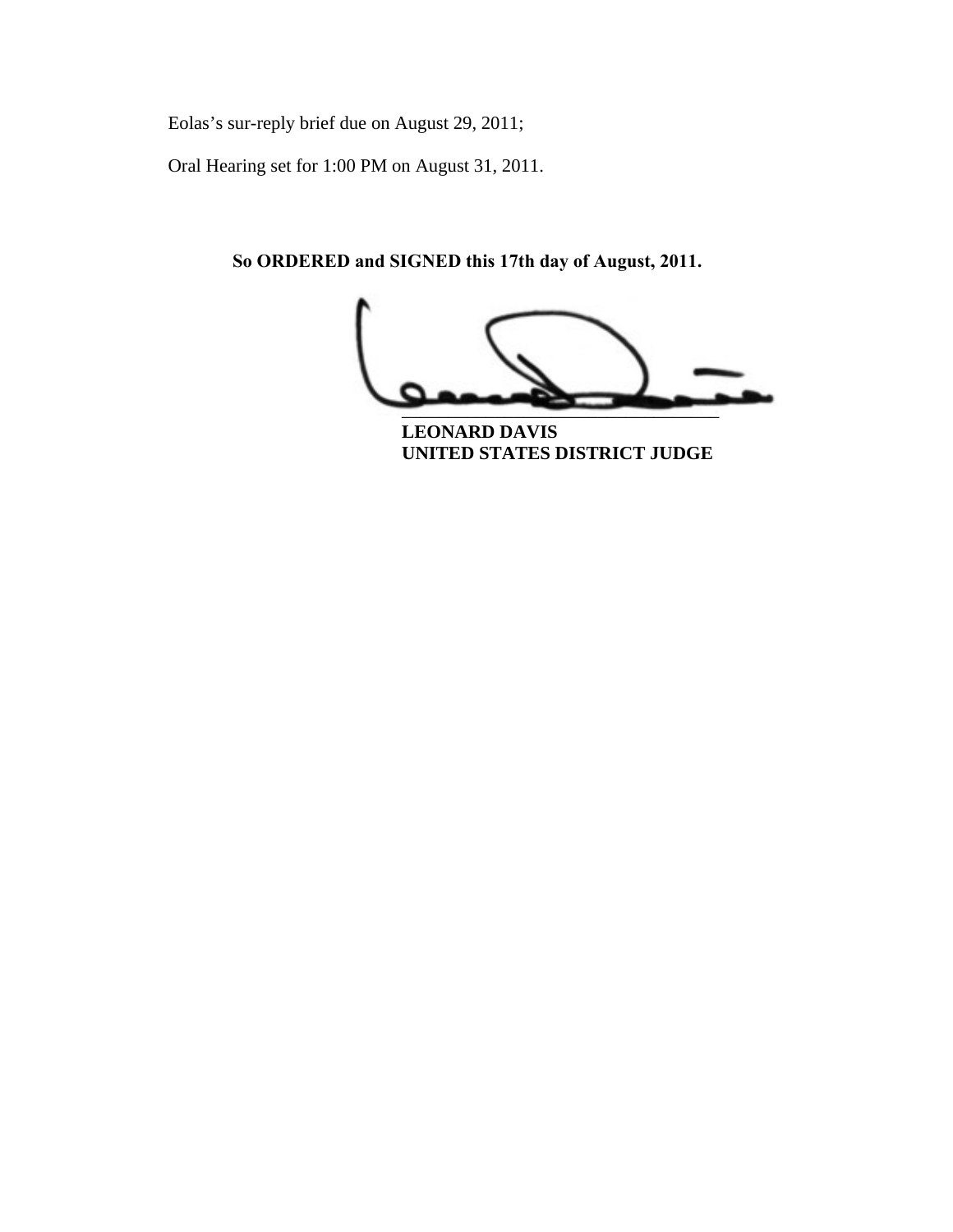Eolas's sur-reply brief due on August 29, 2011;

Oral Hearing set for 1:00 PM on August 31, 2011.

**So ORDERED and SIGNED this 17th day of August, 2011.**

**LEONARD DAVIS**
**UNITED STATES DISTRICT JUDGE**